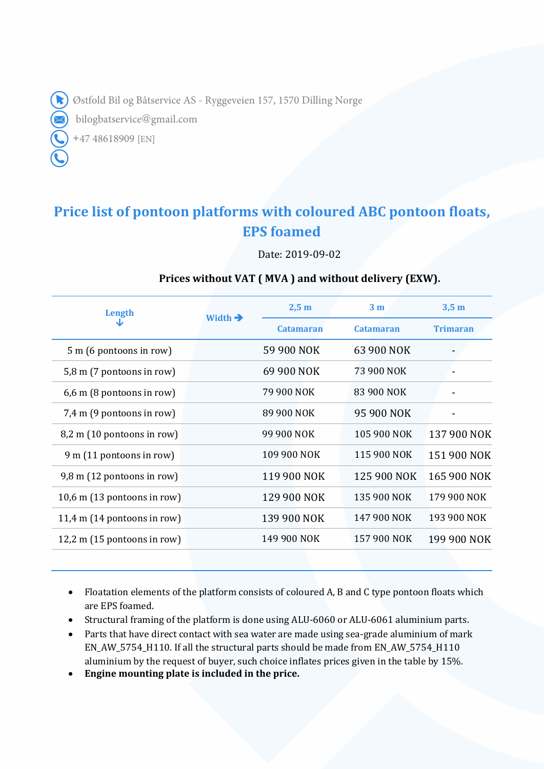Østfold Bil og Båtservice AS - Ryggeveien 157, 1570 Dilling Norge

bilogbatservice@gmail.com

+47 48618909 [EN]

# Price list of pontoon platforms with coloured ABC pontoon floats, EPS foamed

Date: 2019-09-02

**Prices without VAT ( MVA ) and without delivery (EXW).**

| Length ↓ | Width → | 2,5 m | 3 m | 3,5 m |
|---|---|---|---|---|
| | | Catamaran | Catamaran | Trimaran |
| 5 m (6 pontoons in row) | | 59 900 NOK | 63 900 NOK | - |
| 5,8 m (7 pontoons in row) | | 69 900 NOK | 73 900 NOK | - |
| 6,6 m (8 pontoons in row) | | 79 900 NOK | 83 900 NOK | - |
| 7,4 m (9 pontoons in row) | | 89 900 NOK | 95 900 NOK | - |
| 8,2 m (10 pontoons in row) | | 99 900 NOK | 105 900 NOK | 137 900 NOK |
| 9 m (11 pontoons in row) | | 109 900 NOK | 115 900 NOK | 151 900 NOK |
| 9,8 m (12 pontoons in row) | | 119 900 NOK | 125 900 NOK | 165 900 NOK |
| 10,6 m (13 pontoons in row) | | 129 900 NOK | 135 900 NOK | 179 900 NOK |
| 11,4 m (14 pontoons in row) | | 139 900 NOK | 147 900 NOK | 193 900 NOK |
| 12,2 m (15 pontoons in row) | | 149 900 NOK | 157 900 NOK | 199 900 NOK |

- Floatation elements of the platform consists of coloured A, B and C type pontoon floats which are EPS foamed.
- Structural framing of the platform is done using ALU-6060 or ALU-6061 aluminium parts.
- Parts that have direct contact with sea water are made using sea-grade aluminium of mark EN_AW_5754_H110. If all the structural parts should be made from EN_AW_5754_H110 aluminium by the request of buyer, such choice inflates prices given in the table by 15%.
- **Engine mounting plate is included in the price.**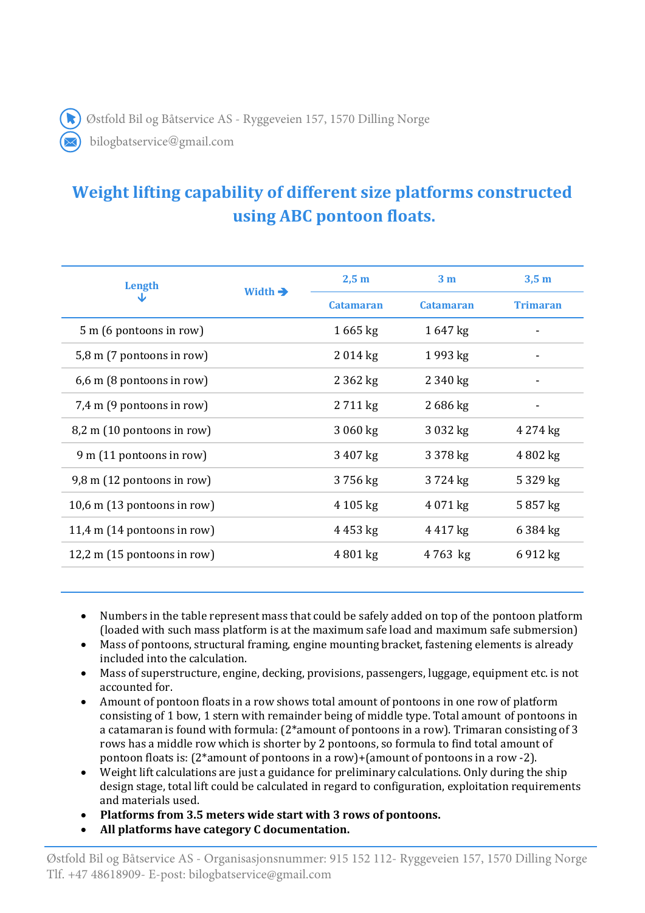Østfold Bil og Båtservice AS - Ryggeveien 157, 1570 Dilling Norge

bilogbatservice@gmail.com

# Weight lifting capability of different size platforms constructed using ABC pontoon floats.

| Length ↓ | Width ➔ | 2,5 m | 3 m | 3,5 m |
|---|---|---|---|---|
| | | Catamaran | Catamaran | Trimaran |
| 5 m (6 pontoons in row) | | 1 665 kg | 1 647 kg | - |
| 5,8 m (7 pontoons in row) | | 2 014 kg | 1 993 kg | - |
| 6,6 m (8 pontoons in row) | | 2 362 kg | 2 340 kg | - |
| 7,4 m (9 pontoons in row) | | 2 711 kg | 2 686 kg | - |
| 8,2 m (10 pontoons in row) | | 3 060 kg | 3 032 kg | 4 274 kg |
| 9 m (11 pontoons in row) | | 3 407 kg | 3 378 kg | 4 802 kg |
| 9,8 m (12 pontoons in row) | | 3 756 kg | 3 724 kg | 5 329 kg |
| 10,6 m (13 pontoons in row) | | 4 105 kg | 4 071 kg | 5 857 kg |
| 11,4 m (14 pontoons in row) | | 4 453 kg | 4 417 kg | 6 384 kg |
| 12,2 m (15 pontoons in row) | | 4 801 kg | 4 763 kg | 6 912 kg |

- Numbers in the table represent mass that could be safely added on top of the pontoon platform (loaded with such mass platform is at the maximum safe load and maximum safe submersion)
- Mass of pontoons, structural framing, engine mounting bracket, fastening elements is already included into the calculation.
- Mass of superstructure, engine, decking, provisions, passengers, luggage, equipment etc. is not accounted for.
- Amount of pontoon floats in a row shows total amount of pontoons in one row of platform consisting of 1 bow, 1 stern with remainder being of middle type. Total amount of pontoons in a catamaran is found with formula: (2*amount of pontoons in a row). Trimaran consisting of 3 rows has a middle row which is shorter by 2 pontoons, so formula to find total amount of pontoon floats is: (2*amount of pontoons in a row)+(amount of pontoons in a row -2).
- Weight lift calculations are just a guidance for preliminary calculations. Only during the ship design stage, total lift could be calculated in regard to configuration, exploitation requirements and materials used.
- **Platforms from 3.5 meters wide start with 3 rows of pontoons.**
- **All platforms have category C documentation.**

Østfold Bil og Båtservice AS - Organisasjonsnummer: 915 152 112- Ryggeveien 157, 1570 Dilling Norge
Tlf. +47 48618909- E-post: bilogbatservice@gmail.com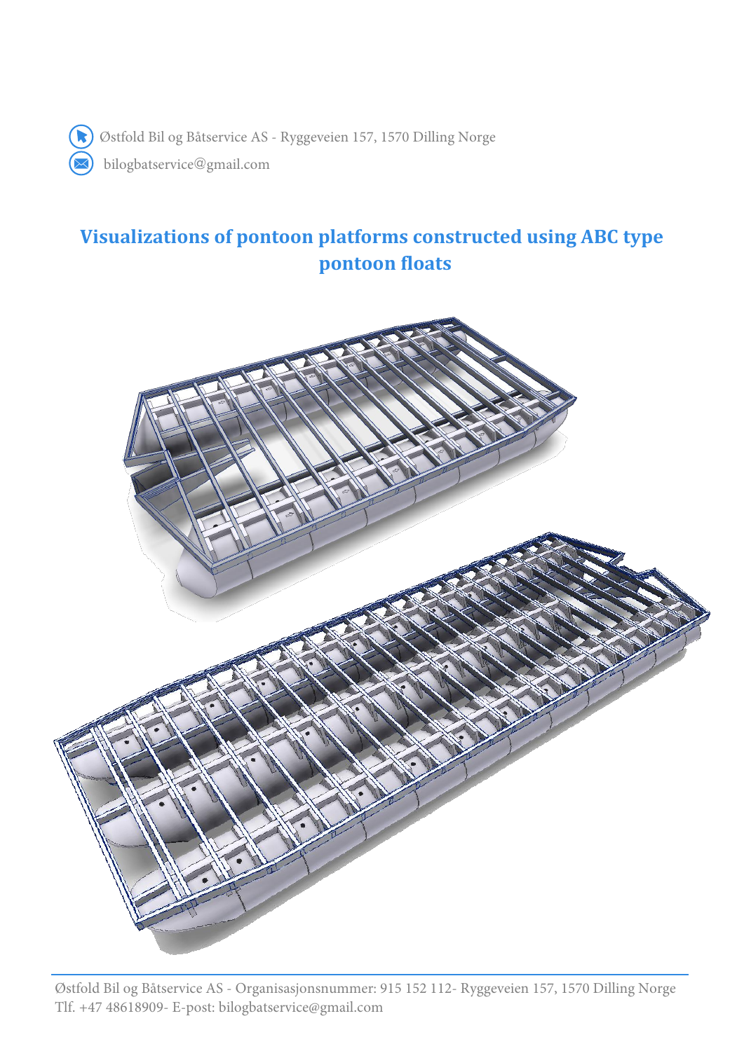Østfold Bil og Båtservice AS - Ryggeveien 157, 1570 Dilling Norge

bilogbatservice@gmail.com

## Visualizations of pontoon platforms constructed using ABC type pontoon floats

Østfold Bil og Båtservice AS - Organisasjonsnummer: 915 152 112- Ryggeveien 157, 1570 Dilling Norge
Tlf. +47 48618909- E-post: bilogbatservice@gmail.com